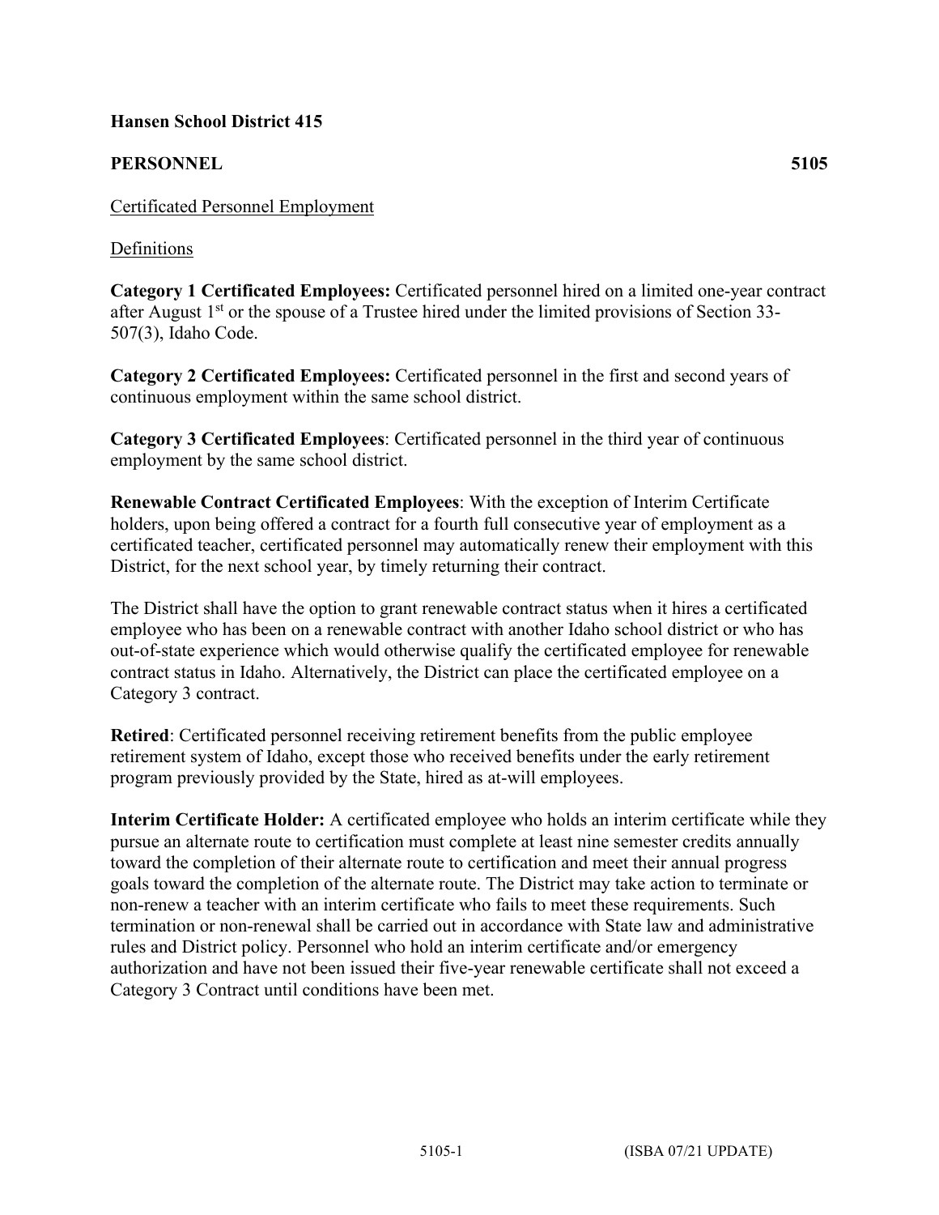**Hansen School District 415**

**PERSONNEL 5105**

Certificated Personnel Employment

Definitions

**Category 1 Certificated Employees:** Certificated personnel hired on a limited one-year contract after August 1st or the spouse of a Trustee hired under the limited provisions of Section 33-507(3), Idaho Code.

**Category 2 Certificated Employees:** Certificated personnel in the first and second years of continuous employment within the same school district.

**Category 3 Certificated Employees**: Certificated personnel in the third year of continuous employment by the same school district.

**Renewable Contract Certificated Employees**: With the exception of Interim Certificate holders, upon being offered a contract for a fourth full consecutive year of employment as a certificated teacher, certificated personnel may automatically renew their employment with this District, for the next school year, by timely returning their contract.

The District shall have the option to grant renewable contract status when it hires a certificated employee who has been on a renewable contract with another Idaho school district or who has out-of-state experience which would otherwise qualify the certificated employee for renewable contract status in Idaho. Alternatively, the District can place the certificated employee on a Category 3 contract.

**Retired**: Certificated personnel receiving retirement benefits from the public employee retirement system of Idaho, except those who received benefits under the early retirement program previously provided by the State, hired as at-will employees.

**Interim Certificate Holder:** A certificated employee who holds an interim certificate while they pursue an alternate route to certification must complete at least nine semester credits annually toward the completion of their alternate route to certification and meet their annual progress goals toward the completion of the alternate route. The District may take action to terminate or non-renew a teacher with an interim certificate who fails to meet these requirements. Such termination or non-renewal shall be carried out in accordance with State law and administrative rules and District policy. Personnel who hold an interim certificate and/or emergency authorization and have not been issued their five-year renewable certificate shall not exceed a Category 3 Contract until conditions have been met.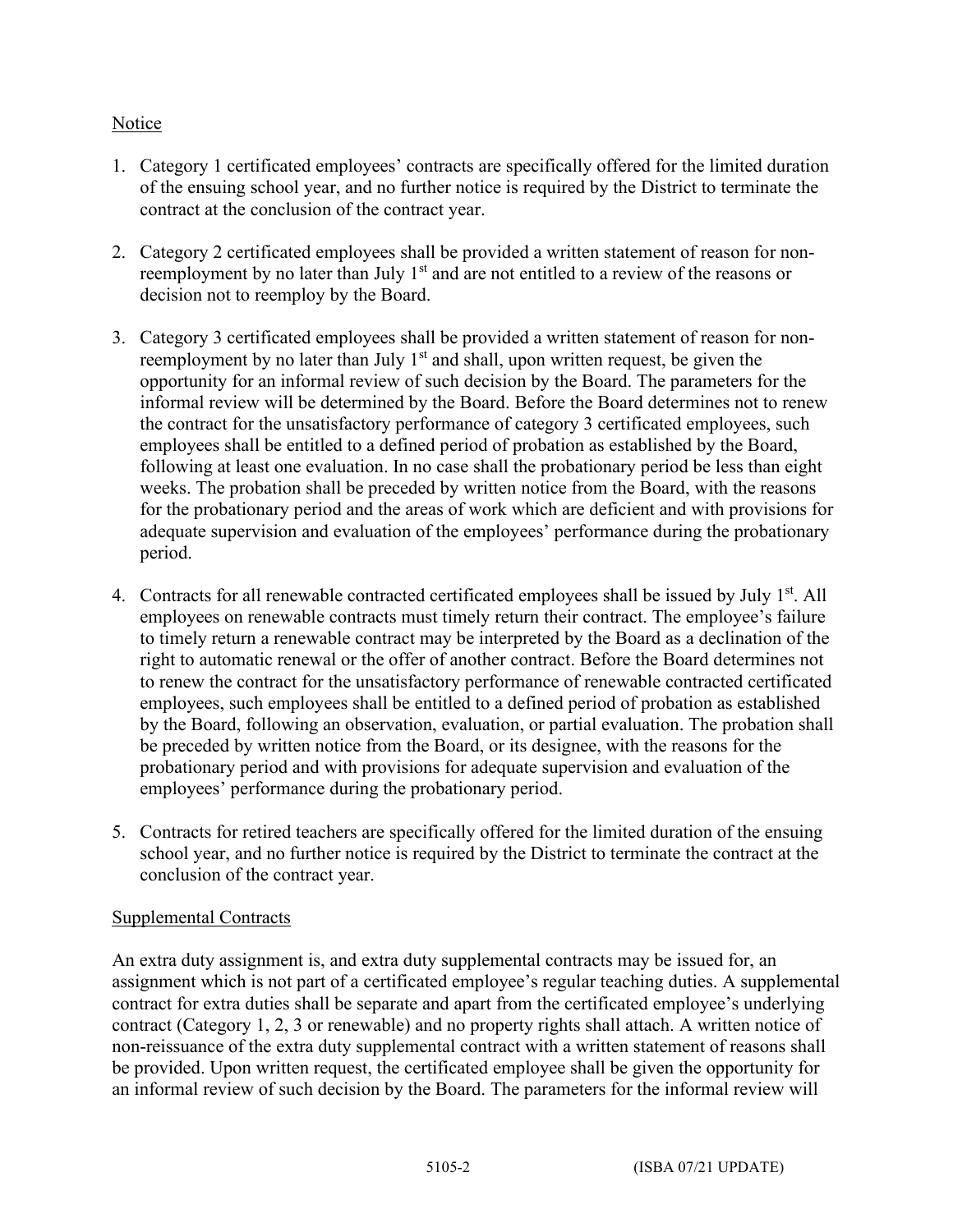Notice

1. Category 1 certificated employees' contracts are specifically offered for the limited duration of the ensuing school year, and no further notice is required by the District to terminate the contract at the conclusion of the contract year.

2. Category 2 certificated employees shall be provided a written statement of reason for non-reemployment by no later than July 1st and are not entitled to a review of the reasons or decision not to reemploy by the Board.

3. Category 3 certificated employees shall be provided a written statement of reason for non-reemployment by no later than July 1st and shall, upon written request, be given the opportunity for an informal review of such decision by the Board. The parameters for the informal review will be determined by the Board. Before the Board determines not to renew the contract for the unsatisfactory performance of category 3 certificated employees, such employees shall be entitled to a defined period of probation as established by the Board, following at least one evaluation. In no case shall the probationary period be less than eight weeks. The probation shall be preceded by written notice from the Board, with the reasons for the probationary period and the areas of work which are deficient and with provisions for adequate supervision and evaluation of the employees' performance during the probationary period.

4. Contracts for all renewable contracted certificated employees shall be issued by July 1st. All employees on renewable contracts must timely return their contract. The employee's failure to timely return a renewable contract may be interpreted by the Board as a declination of the right to automatic renewal or the offer of another contract. Before the Board determines not to renew the contract for the unsatisfactory performance of renewable contracted certificated employees, such employees shall be entitled to a defined period of probation as established by the Board, following an observation, evaluation, or partial evaluation. The probation shall be preceded by written notice from the Board, or its designee, with the reasons for the probationary period and with provisions for adequate supervision and evaluation of the employees' performance during the probationary period.

5. Contracts for retired teachers are specifically offered for the limited duration of the ensuing school year, and no further notice is required by the District to terminate the contract at the conclusion of the contract year.

Supplemental Contracts

An extra duty assignment is, and extra duty supplemental contracts may be issued for, an assignment which is not part of a certificated employee's regular teaching duties. A supplemental contract for extra duties shall be separate and apart from the certificated employee's underlying contract (Category 1, 2, 3 or renewable) and no property rights shall attach. A written notice of non-reissuance of the extra duty supplemental contract with a written statement of reasons shall be provided. Upon written request, the certificated employee shall be given the opportunity for an informal review of such decision by the Board. The parameters for the informal review will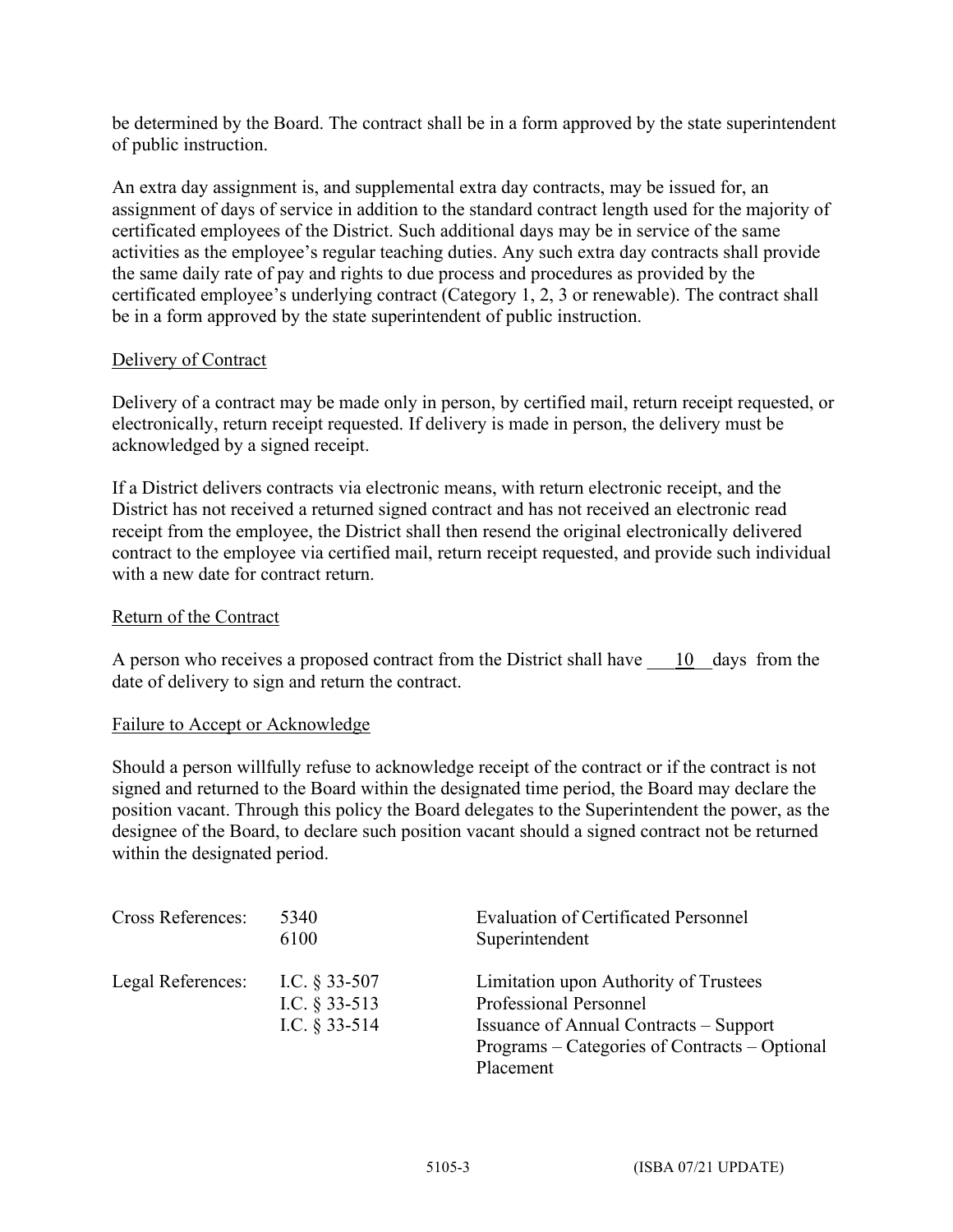be determined by the Board. The contract shall be in a form approved by the state superintendent of public instruction.

An extra day assignment is, and supplemental extra day contracts, may be issued for, an assignment of days of service in addition to the standard contract length used for the majority of certificated employees of the District. Such additional days may be in service of the same activities as the employee's regular teaching duties. Any such extra day contracts shall provide the same daily rate of pay and rights to due process and procedures as provided by the certificated employee's underlying contract (Category 1, 2, 3 or renewable). The contract shall be in a form approved by the state superintendent of public instruction.

<u>Delivery of Contract</u>

Delivery of a contract may be made only in person, by certified mail, return receipt requested, or electronically, return receipt requested. If delivery is made in person, the delivery must be acknowledged by a signed receipt.

If a District delivers contracts via electronic means, with return electronic receipt, and the District has not received a returned signed contract and has not received an electronic read receipt from the employee, the District shall then resend the original electronically delivered contract to the employee via certified mail, return receipt requested, and provide such individual with a new date for contract return.

<u>Return of the Contract</u>

A person who receives a proposed contract from the District shall have \_\_\_10\_\_ days from the date of delivery to sign and return the contract.

<u>Failure to Accept or Acknowledge</u>

Should a person willfully refuse to acknowledge receipt of the contract or if the contract is not signed and returned to the Board within the designated time period, the Board may declare the position vacant. Through this policy the Board delegates to the Superintendent the power, as the designee of the Board, to declare such position vacant should a signed contract not be returned within the designated period.

| | | |
|---|---|---|
| Cross References: | 5340 | Evaluation of Certificated Personnel |
| | 6100 | Superintendent |
| Legal References: | I.C. § 33-507 | Limitation upon Authority of Trustees |
| | I.C. § 33-513 | Professional Personnel |
| | I.C. § 33-514 | Issuance of Annual Contracts – Support Programs – Categories of Contracts – Optional Placement |

(ISBA 07/21 UPDATE)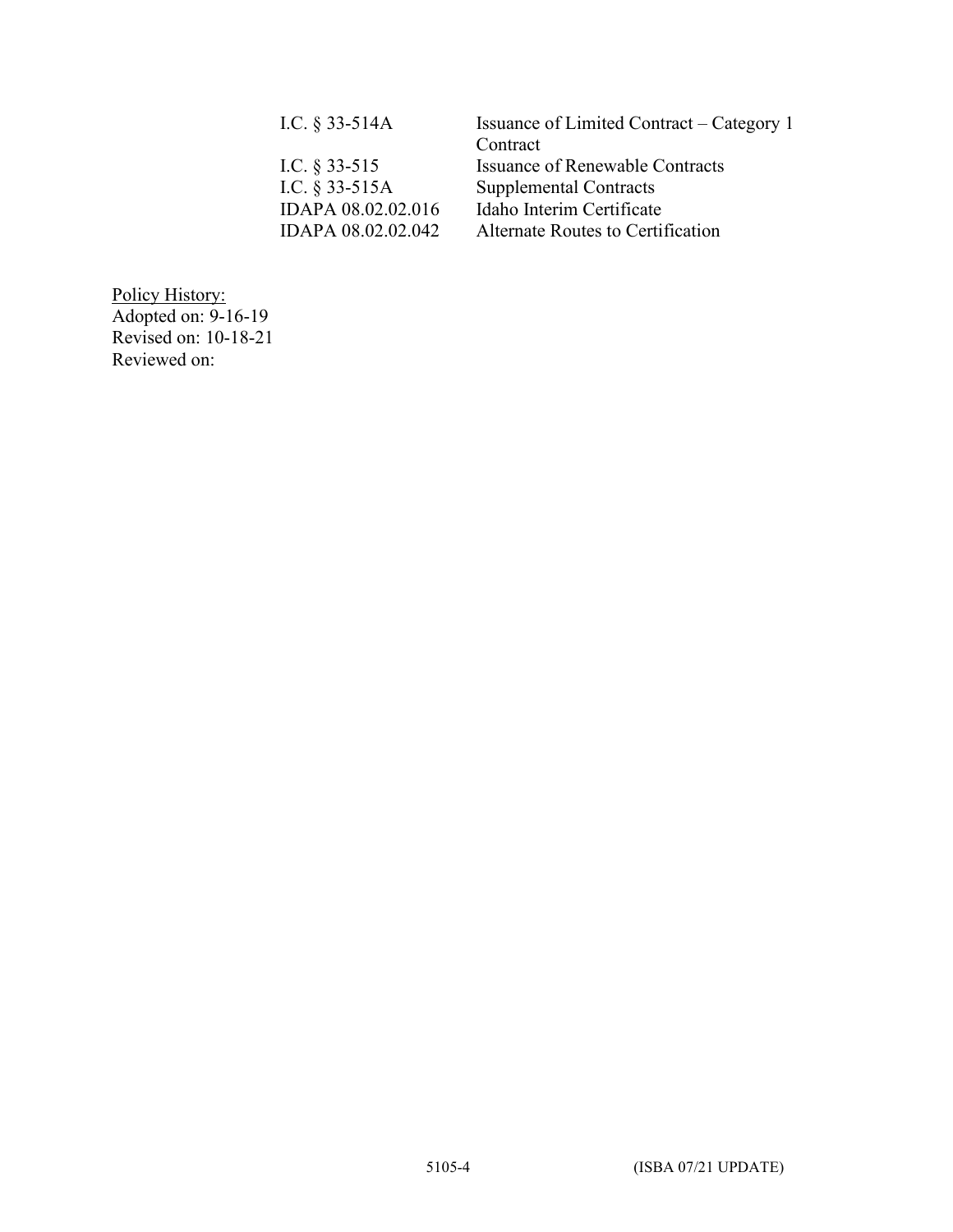| | |
|---|---|
| I.C. § 33-514A | Issuance of Limited Contract – Category 1 Contract |
| I.C. § 33-515 | Issuance of Renewable Contracts |
| I.C. § 33-515A | Supplemental Contracts |
| IDAPA 08.02.02.016 | Idaho Interim Certificate |
| IDAPA 08.02.02.042 | Alternate Routes to Certification |

Policy History:
Adopted on: 9-16-19
Revised on: 10-18-21
Reviewed on: